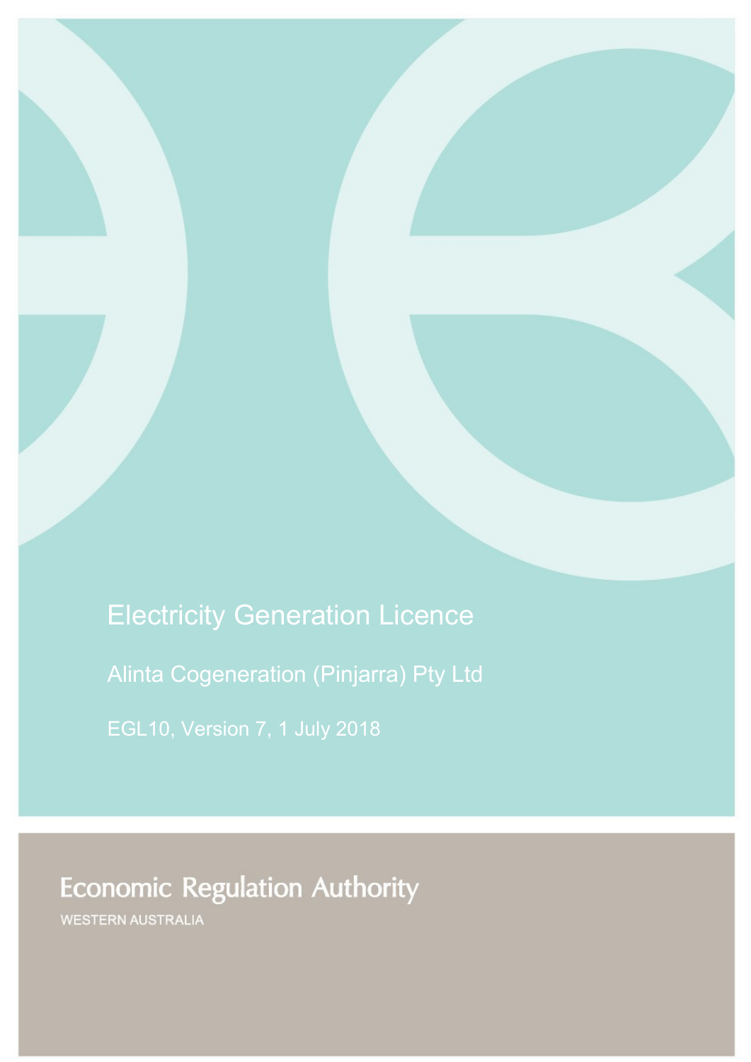# Electricity Generation Licence

Alinta Cogeneration (Pinjarra) Pty Ltd

EGL10, Version 7, 1 July 2018

Economic Regulation Authority

WESTERN AUSTRALIA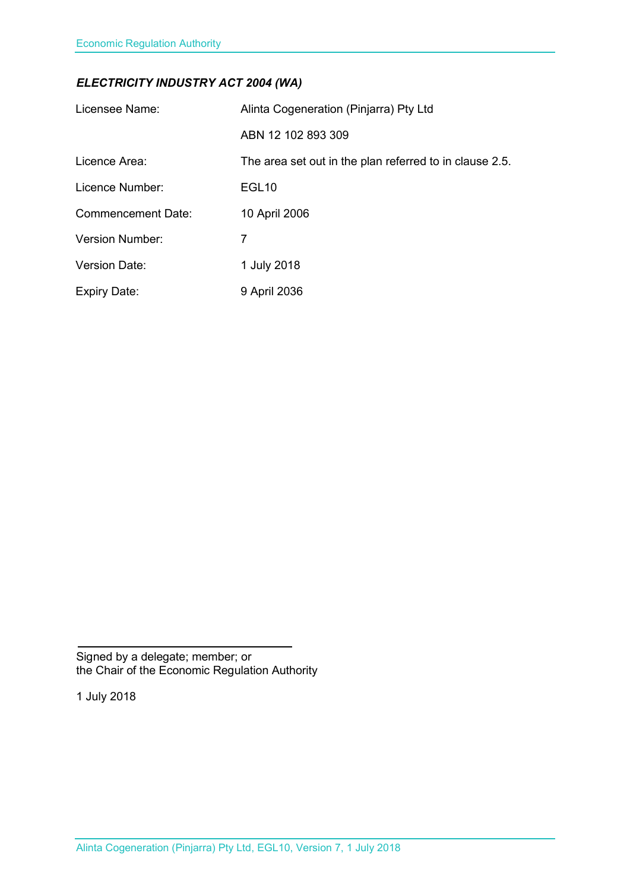***ELECTRICITY INDUSTRY ACT 2004 (WA)***

| | |
|---|---|
| Licensee Name: | Alinta Cogeneration (Pinjarra) Pty Ltd |
| | ABN 12 102 893 309 |
| Licence Area: | The area set out in the plan referred to in clause 2.5. |
| Licence Number: | EGL10 |
| Commencement Date: | 10 April 2006 |
| Version Number: | 7 |
| Version Date: | 1 July 2018 |
| Expiry Date: | 9 April 2036 |

Signed by a delegate; member; or
the Chair of the Economic Regulation Authority

1 July 2018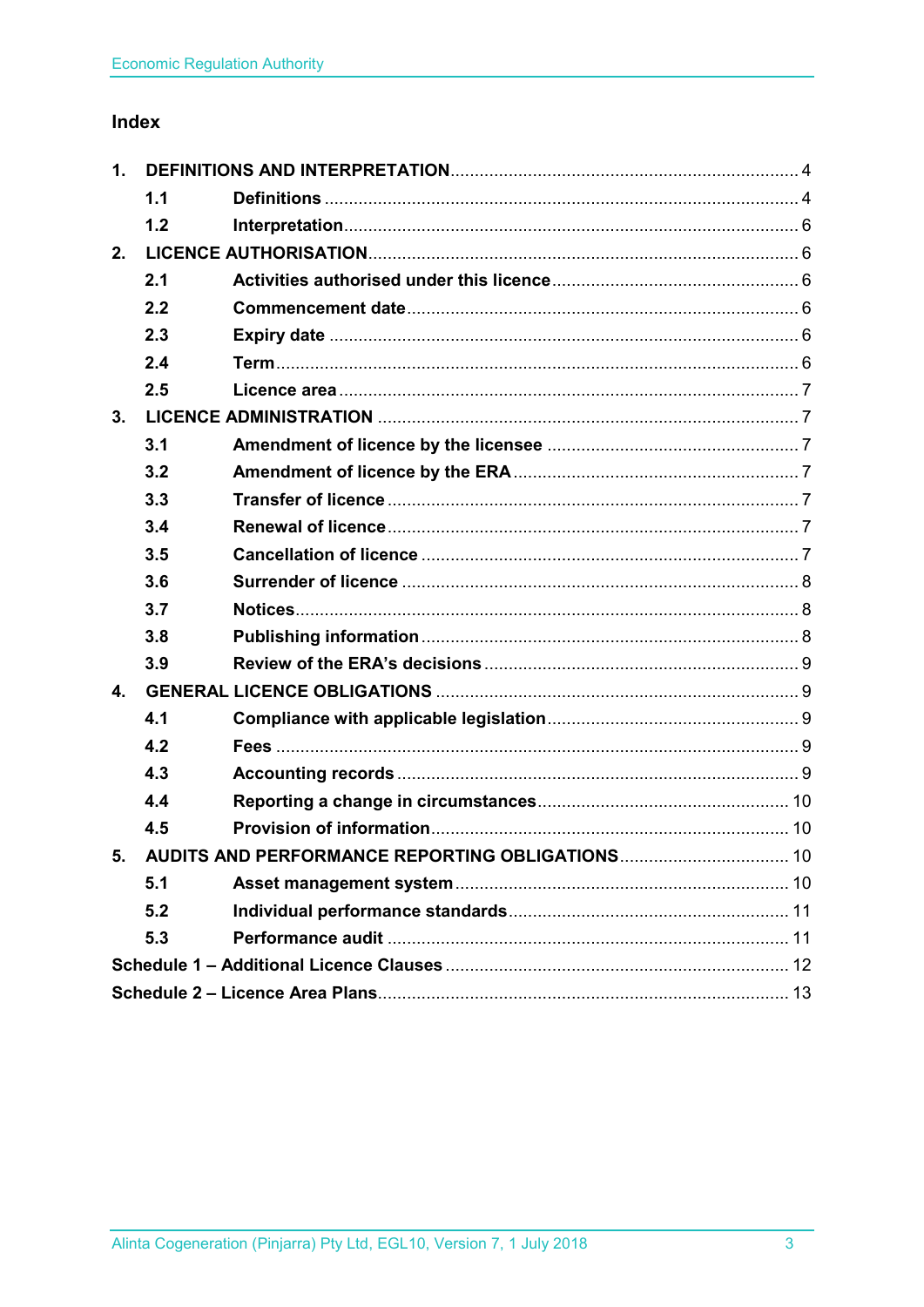## Index

| | | |
|---|---|---|
| **1.** | **DEFINITIONS AND INTERPRETATION** | 4 |
| **1.1** | **Definitions** | 4 |
| **1.2** | **Interpretation** | 6 |
| **2.** | **LICENCE AUTHORISATION** | 6 |
| **2.1** | **Activities authorised under this licence** | 6 |
| **2.2** | **Commencement date** | 6 |
| **2.3** | **Expiry date** | 6 |
| **2.4** | **Term** | 6 |
| **2.5** | **Licence area** | 7 |
| **3.** | **LICENCE ADMINISTRATION** | 7 |
| **3.1** | **Amendment of licence by the licensee** | 7 |
| **3.2** | **Amendment of licence by the ERA** | 7 |
| **3.3** | **Transfer of licence** | 7 |
| **3.4** | **Renewal of licence** | 7 |
| **3.5** | **Cancellation of licence** | 7 |
| **3.6** | **Surrender of licence** | 8 |
| **3.7** | **Notices** | 8 |
| **3.8** | **Publishing information** | 8 |
| **3.9** | **Review of the ERA's decisions** | 9 |
| **4.** | **GENERAL LICENCE OBLIGATIONS** | 9 |
| **4.1** | **Compliance with applicable legislation** | 9 |
| **4.2** | **Fees** | 9 |
| **4.3** | **Accounting records** | 9 |
| **4.4** | **Reporting a change in circumstances** | 10 |
| **4.5** | **Provision of information** | 10 |
| **5.** | **AUDITS AND PERFORMANCE REPORTING OBLIGATIONS** | 10 |
| **5.1** | **Asset management system** | 10 |
| **5.2** | **Individual performance standards** | 11 |
| **5.3** | **Performance audit** | 11 |
| | **Schedule 1 – Additional Licence Clauses** | 12 |
| | **Schedule 2 – Licence Area Plans** | 13 |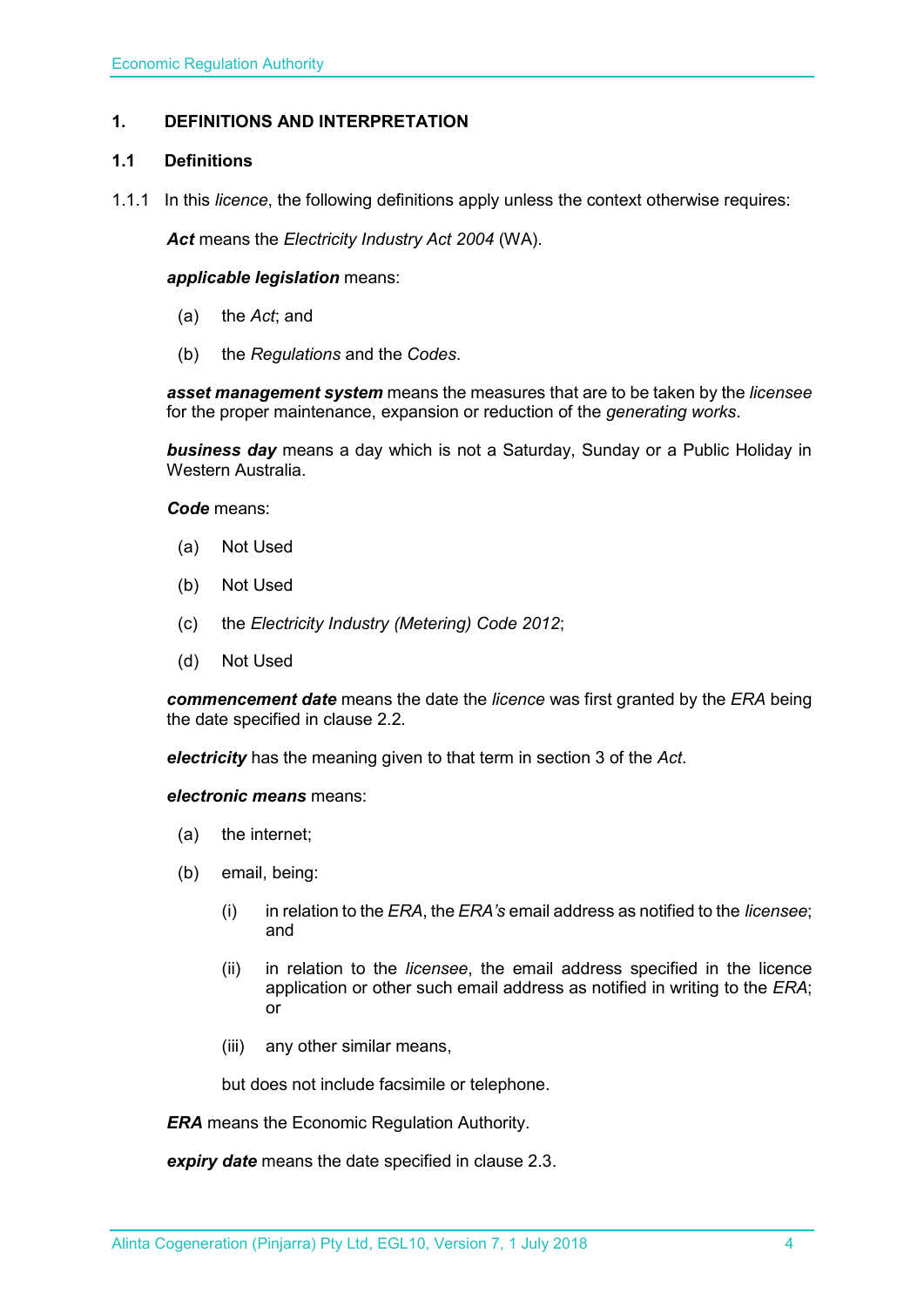## 1. DEFINITIONS AND INTERPRETATION

### 1.1 Definitions

1.1.1 In this *licence*, the following definitions apply unless the context otherwise requires:

***Act*** means the *Electricity Industry Act 2004* (WA).

***applicable legislation*** means:

(a) the *Act*; and

(b) the *Regulations* and the *Codes*.

***asset management system*** means the measures that are to be taken by the *licensee* for the proper maintenance, expansion or reduction of the *generating works*.

***business day*** means a day which is not a Saturday, Sunday or a Public Holiday in Western Australia.

***Code*** means:

(a) Not Used

(b) Not Used

(c) the *Electricity Industry (Metering) Code 2012*;

(d) Not Used

***commencement date*** means the date the *licence* was first granted by the *ERA* being the date specified in clause 2.2.

***electricity*** has the meaning given to that term in section 3 of the *Act*.

***electronic means*** means:

(a) the internet;

(b) email, being:

(i) in relation to the *ERA*, the *ERA's* email address as notified to the *licensee*; and

(ii) in relation to the *licensee*, the email address specified in the licence application or other such email address as notified in writing to the *ERA*; or

(iii) any other similar means,

but does not include facsimile or telephone.

***ERA*** means the Economic Regulation Authority.

***expiry date*** means the date specified in clause 2.3.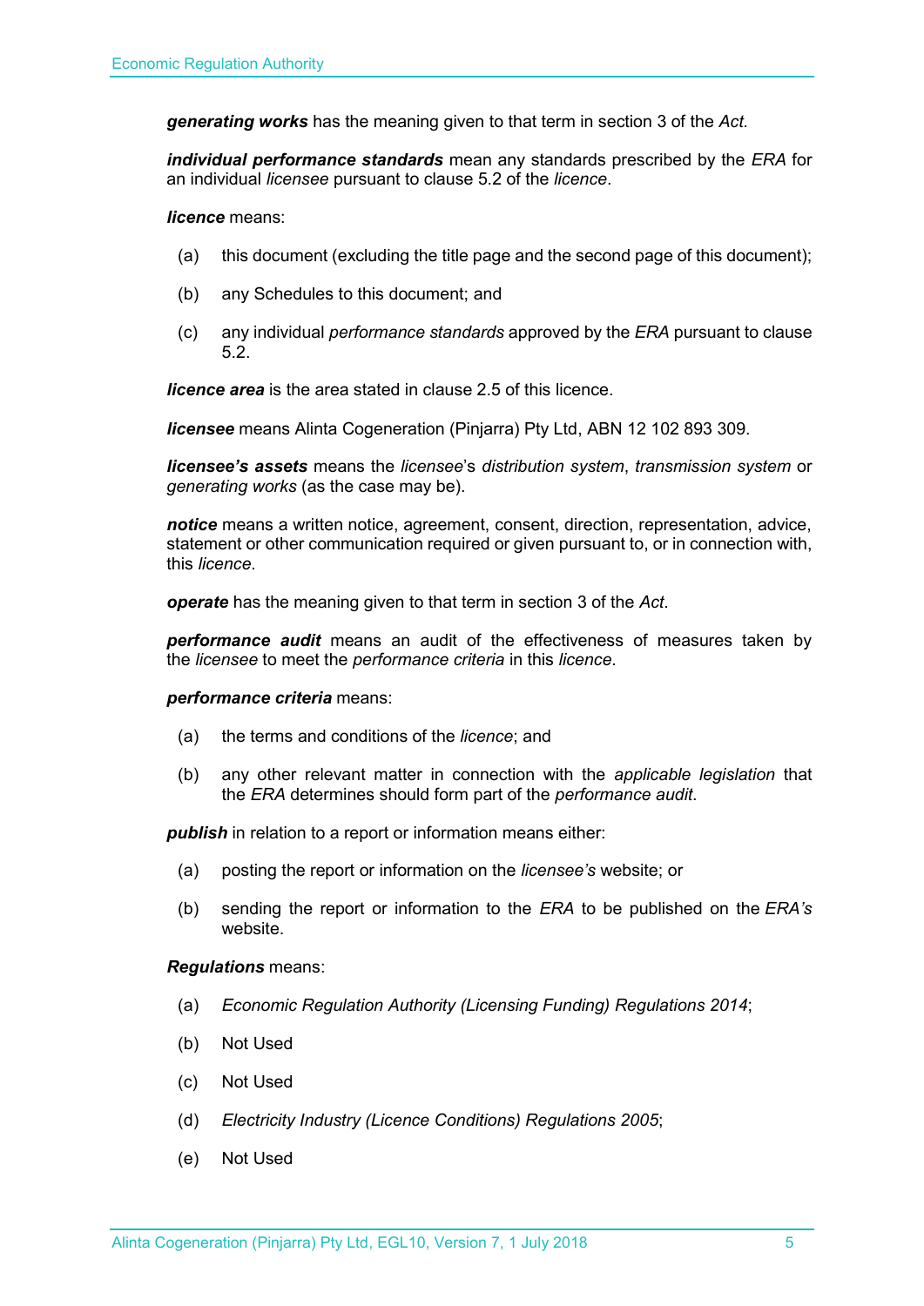***generating works*** has the meaning given to that term in section 3 of the *Act.*

***individual performance standards*** mean any standards prescribed by the *ERA* for an individual *licensee* pursuant to clause 5.2 of the *licence*.

***licence*** means:

(a) this document (excluding the title page and the second page of this document);

(b) any Schedules to this document; and

(c) any individual *performance standards* approved by the *ERA* pursuant to clause 5.2.

***licence area*** is the area stated in clause 2.5 of this licence.

***licensee*** means Alinta Cogeneration (Pinjarra) Pty Ltd, ABN 12 102 893 309.

***licensee's assets*** means the *licensee*'s *distribution system*, *transmission system* or *generating works* (as the case may be).

***notice*** means a written notice, agreement, consent, direction, representation, advice, statement or other communication required or given pursuant to, or in connection with, this *licence*.

***operate*** has the meaning given to that term in section 3 of the *Act*.

***performance audit*** means an audit of the effectiveness of measures taken by the *licensee* to meet the *performance criteria* in this *licence*.

***performance criteria*** means:

(a) the terms and conditions of the *licence*; and

(b) any other relevant matter in connection with the *applicable legislation* that the *ERA* determines should form part of the *performance audit*.

***publish*** in relation to a report or information means either:

(a) posting the report or information on the *licensee's* website; or

(b) sending the report or information to the *ERA* to be published on the *ERA's* website.

***Regulations*** means:

(a) *Economic Regulation Authority (Licensing Funding) Regulations 2014*;

(b) Not Used

(c) Not Used

(d) *Electricity Industry (Licence Conditions) Regulations 2005*;

(e) Not Used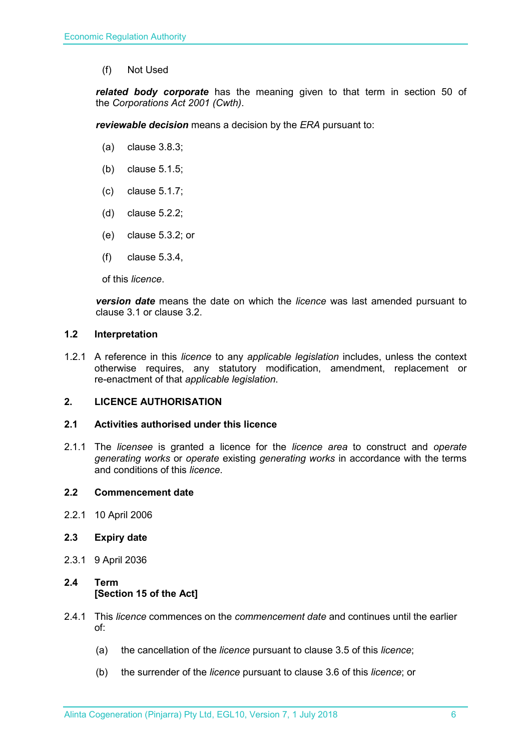(f) Not Used

***related body corporate*** has the meaning given to that term in section 50 of the *Corporations Act 2001 (Cwth)*.

***reviewable decision*** means a decision by the *ERA* pursuant to:

(a) clause 3.8.3;

(b) clause 5.1.5;

(c) clause 5.1.7;

(d) clause 5.2.2;

(e) clause 5.3.2; or

(f) clause 5.3.4,

of this *licence*.

***version date*** means the date on which the *licence* was last amended pursuant to clause 3.1 or clause 3.2.

### 1.2 Interpretation

1.2.1 A reference in this *licence* to any *applicable legislation* includes, unless the context otherwise requires, any statutory modification, amendment, replacement or re-enactment of that *applicable legislation*.

## 2. LICENCE AUTHORISATION

### 2.1 Activities authorised under this licence

2.1.1 The *licensee* is granted a licence for the *licence area* to construct and *operate generating works* or *operate* existing *generating works* in accordance with the terms and conditions of this *licence*.

### 2.2 Commencement date

2.2.1 10 April 2006

### 2.3 Expiry date

2.3.1 9 April 2036

### 2.4 Term
**[Section 15 of the Act]**

2.4.1 This *licence* commences on the *commencement date* and continues until the earlier of:

(a) the cancellation of the *licence* pursuant to clause 3.5 of this *licence*;

(b) the surrender of the *licence* pursuant to clause 3.6 of this *licence*; or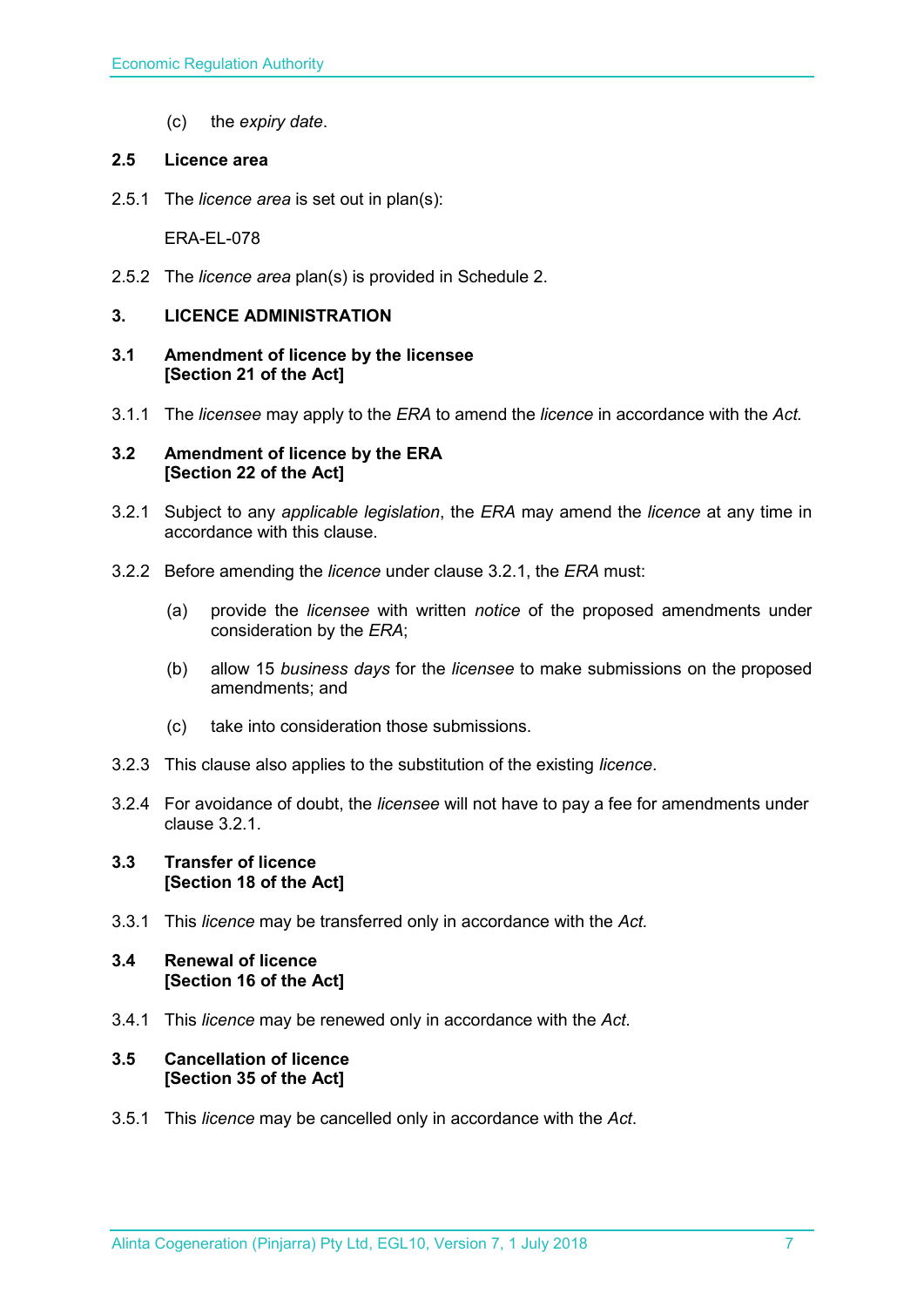(c) the *expiry date*.

### 2.5 Licence area

2.5.1 The *licence area* is set out in plan(s):

ERA-EL-078

2.5.2 The *licence area* plan(s) is provided in Schedule 2.

## 3. LICENCE ADMINISTRATION

### 3.1 Amendment of licence by the licensee [Section 21 of the Act]

3.1.1 The *licensee* may apply to the *ERA* to amend the *licence* in accordance with the *Act.*

### 3.2 Amendment of licence by the ERA [Section 22 of the Act]

3.2.1 Subject to any *applicable legislation*, the *ERA* may amend the *licence* at any time in accordance with this clause.

3.2.2 Before amending the *licence* under clause 3.2.1, the *ERA* must:

(a) provide the *licensee* with written *notice* of the proposed amendments under consideration by the *ERA*;

(b) allow 15 *business days* for the *licensee* to make submissions on the proposed amendments; and

(c) take into consideration those submissions.

3.2.3 This clause also applies to the substitution of the existing *licence*.

3.2.4 For avoidance of doubt, the *licensee* will not have to pay a fee for amendments under clause 3.2.1.

### 3.3 Transfer of licence [Section 18 of the Act]

3.3.1 This *licence* may be transferred only in accordance with the *Act.*

### 3.4 Renewal of licence [Section 16 of the Act]

3.4.1 This *licence* may be renewed only in accordance with the *Act*.

### 3.5 Cancellation of licence [Section 35 of the Act]

3.5.1 This *licence* may be cancelled only in accordance with the *Act*.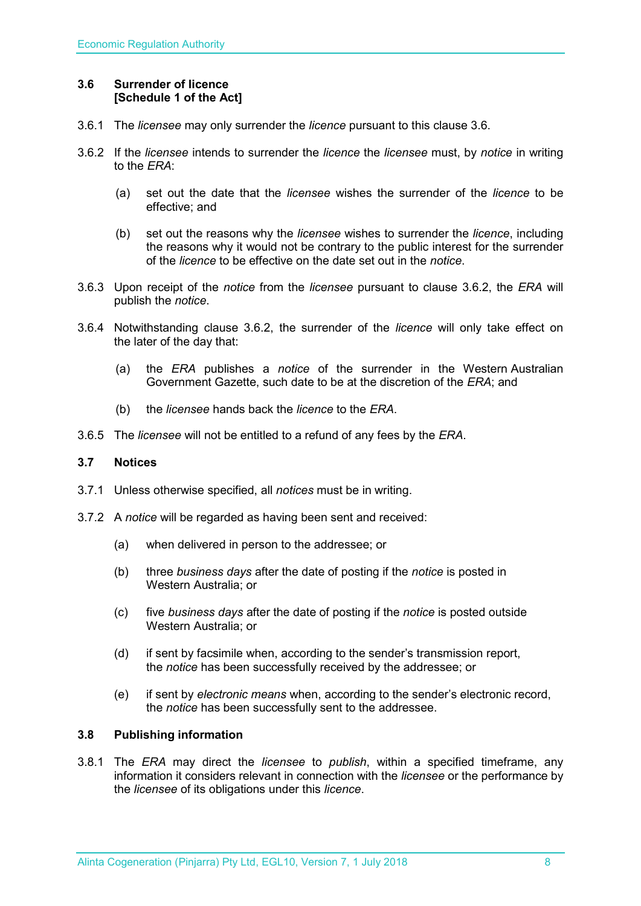### 3.6 Surrender of licence [Schedule 1 of the Act]

3.6.1 The *licensee* may only surrender the *licence* pursuant to this clause 3.6.

3.6.2 If the *licensee* intends to surrender the *licence* the *licensee* must, by *notice* in writing to the *ERA*:

(a) set out the date that the *licensee* wishes the surrender of the *licence* to be effective; and

(b) set out the reasons why the *licensee* wishes to surrender the *licence*, including the reasons why it would not be contrary to the public interest for the surrender of the *licence* to be effective on the date set out in the *notice*.

3.6.3 Upon receipt of the *notice* from the *licensee* pursuant to clause 3.6.2, the *ERA* will publish the *notice*.

3.6.4 Notwithstanding clause 3.6.2, the surrender of the *licence* will only take effect on the later of the day that:

(a) the *ERA* publishes a *notice* of the surrender in the Western Australian Government Gazette, such date to be at the discretion of the *ERA*; and

(b) the *licensee* hands back the *licence* to the *ERA*.

3.6.5 The *licensee* will not be entitled to a refund of any fees by the *ERA*.

### 3.7 Notices

3.7.1 Unless otherwise specified, all *notices* must be in writing.

3.7.2 A *notice* will be regarded as having been sent and received:

(a) when delivered in person to the addressee; or

(b) three *business days* after the date of posting if the *notice* is posted in Western Australia; or

(c) five *business days* after the date of posting if the *notice* is posted outside Western Australia; or

(d) if sent by facsimile when, according to the sender's transmission report, the *notice* has been successfully received by the addressee; or

(e) if sent by *electronic means* when, according to the sender's electronic record, the *notice* has been successfully sent to the addressee.

### 3.8 Publishing information

3.8.1 The *ERA* may direct the *licensee* to *publish*, within a specified timeframe, any information it considers relevant in connection with the *licensee* or the performance by the *licensee* of its obligations under this *licence*.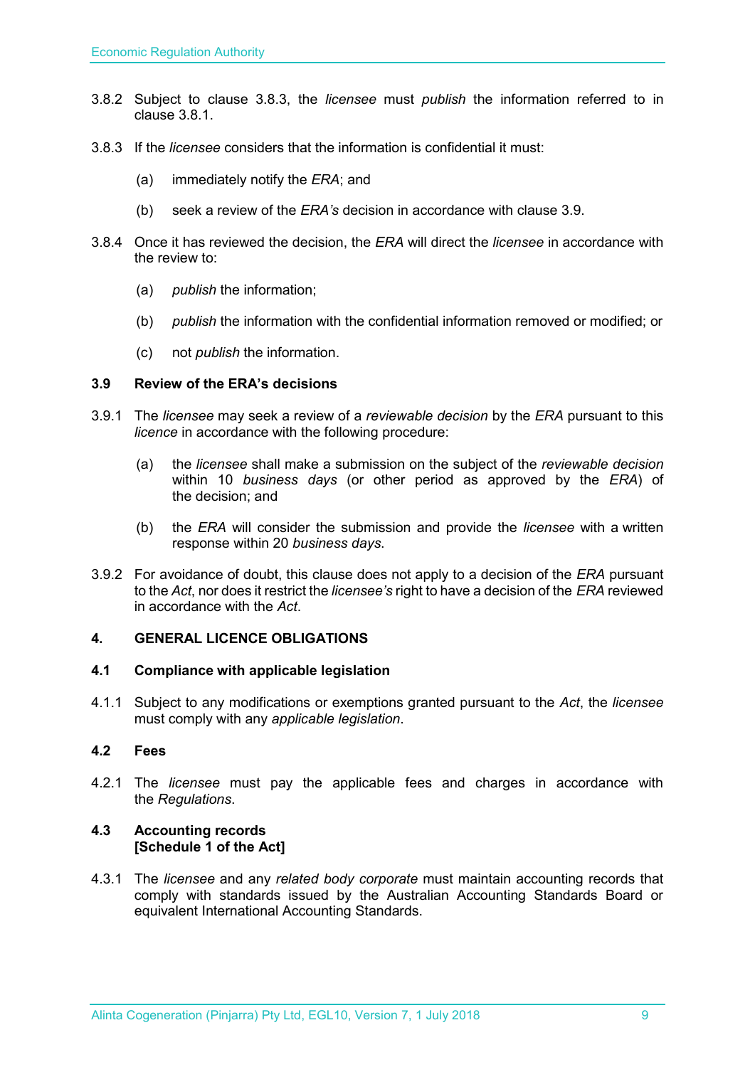3.8.2 Subject to clause 3.8.3, the *licensee* must *publish* the information referred to in clause 3.8.1.

3.8.3 If the *licensee* considers that the information is confidential it must:

(a) immediately notify the *ERA*; and

(b) seek a review of the *ERA's* decision in accordance with clause 3.9.

3.8.4 Once it has reviewed the decision, the *ERA* will direct the *licensee* in accordance with the review to:

(a) *publish* the information;

(b) *publish* the information with the confidential information removed or modified; or

(c) not *publish* the information.

### 3.9 Review of the ERA's decisions

3.9.1 The *licensee* may seek a review of a *reviewable decision* by the *ERA* pursuant to this *licence* in accordance with the following procedure:

(a) the *licensee* shall make a submission on the subject of the *reviewable decision* within 10 *business days* (or other period as approved by the *ERA*) of the decision; and

(b) the *ERA* will consider the submission and provide the *licensee* with a written response within 20 *business days*.

3.9.2 For avoidance of doubt, this clause does not apply to a decision of the *ERA* pursuant to the *Act*, nor does it restrict the *licensee's* right to have a decision of the *ERA* reviewed in accordance with the *Act*.

## 4. GENERAL LICENCE OBLIGATIONS

### 4.1 Compliance with applicable legislation

4.1.1 Subject to any modifications or exemptions granted pursuant to the *Act*, the *licensee* must comply with any *applicable legislation*.

### 4.2 Fees

4.2.1 The *licensee* must pay the applicable fees and charges in accordance with the *Regulations*.

### 4.3 Accounting records [Schedule 1 of the Act]

4.3.1 The *licensee* and any *related body corporate* must maintain accounting records that comply with standards issued by the Australian Accounting Standards Board or equivalent International Accounting Standards.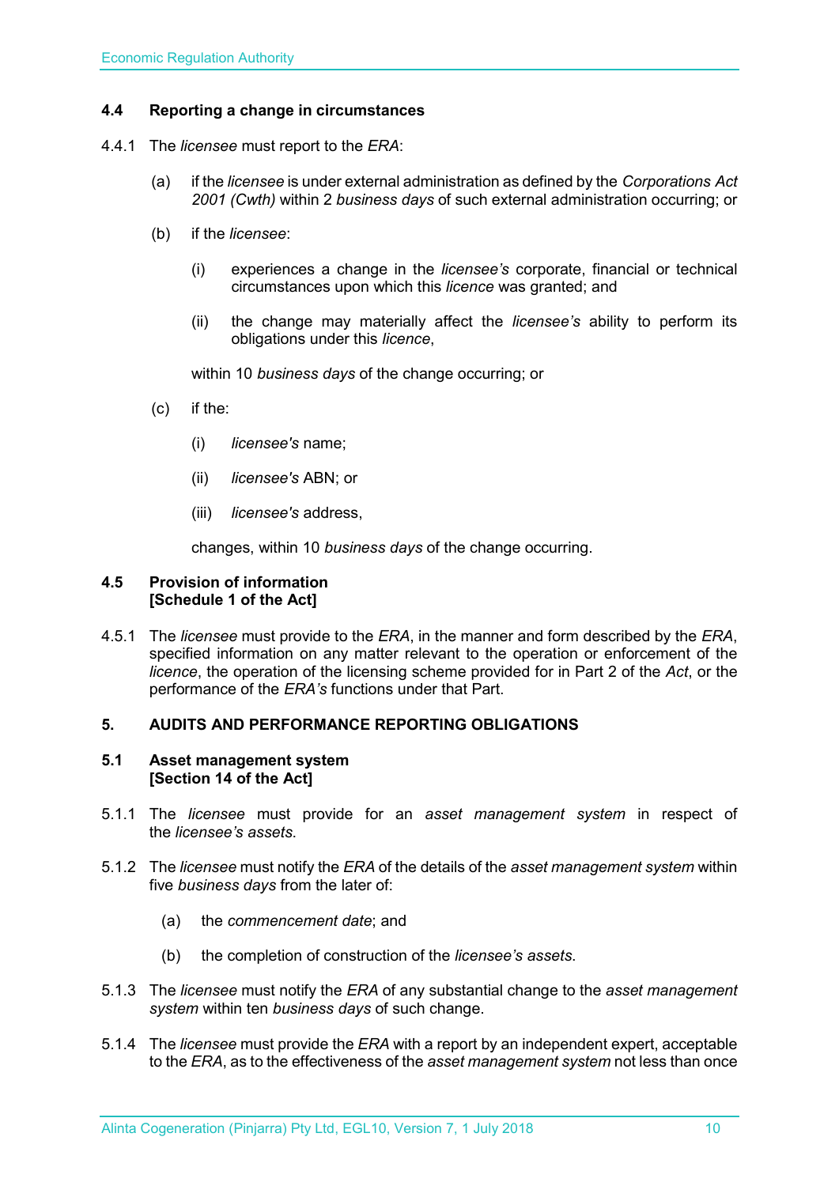### 4.4 Reporting a change in circumstances

4.4.1 The *licensee* must report to the *ERA*:

(a) if the *licensee* is under external administration as defined by the *Corporations Act 2001 (Cwth)* within 2 *business days* of such external administration occurring; or

(b) if the *licensee*:

(i) experiences a change in the *licensee's* corporate, financial or technical circumstances upon which this *licence* was granted; and

(ii) the change may materially affect the *licensee's* ability to perform its obligations under this *licence*,

within 10 *business days* of the change occurring; or

(c) if the:

(i) *licensee's* name;

(ii) *licensee's* ABN; or

(iii) *licensee's* address,

changes, within 10 *business days* of the change occurring.

### 4.5 Provision of information [Schedule 1 of the Act]

4.5.1 The *licensee* must provide to the *ERA*, in the manner and form described by the *ERA*, specified information on any matter relevant to the operation or enforcement of the *licence*, the operation of the licensing scheme provided for in Part 2 of the *Act*, or the performance of the *ERA's* functions under that Part.

## 5. AUDITS AND PERFORMANCE REPORTING OBLIGATIONS

### 5.1 Asset management system [Section 14 of the Act]

5.1.1 The *licensee* must provide for an *asset management system* in respect of the *licensee's assets*.

5.1.2 The *licensee* must notify the *ERA* of the details of the *asset management system* within five *business days* from the later of:

(a) the *commencement date*; and

(b) the completion of construction of the *licensee's assets*.

5.1.3 The *licensee* must notify the *ERA* of any substantial change to the *asset management system* within ten *business days* of such change.

5.1.4 The *licensee* must provide the *ERA* with a report by an independent expert, acceptable to the *ERA*, as to the effectiveness of the *asset management system* not less than once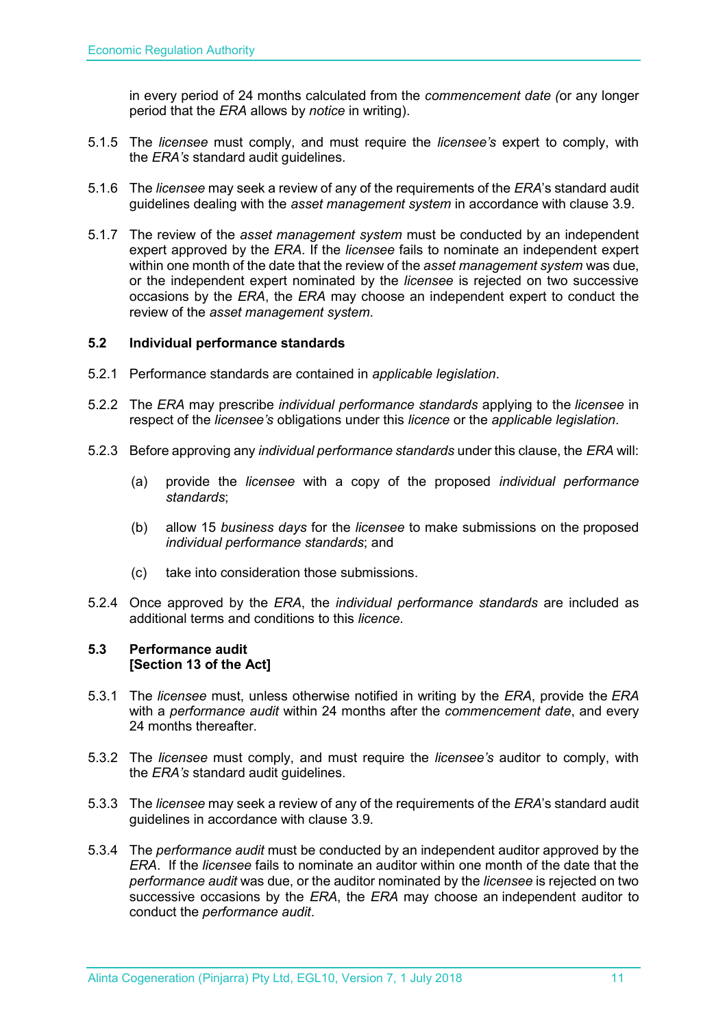in every period of 24 months calculated from the *commencement date (*or any longer period that the *ERA* allows by *notice* in writing).

5.1.5 The *licensee* must comply, and must require the *licensee's* expert to comply, with the *ERA's* standard audit guidelines.

5.1.6 The *licensee* may seek a review of any of the requirements of the *ERA*'s standard audit guidelines dealing with the *asset management system* in accordance with clause 3.9.

5.1.7 The review of the *asset management system* must be conducted by an independent expert approved by the *ERA*. If the *licensee* fails to nominate an independent expert within one month of the date that the review of the *asset management system* was due, or the independent expert nominated by the *licensee* is rejected on two successive occasions by the *ERA*, the *ERA* may choose an independent expert to conduct the review of the *asset management system*.

### 5.2 Individual performance standards

5.2.1 Performance standards are contained in *applicable legislation*.

5.2.2 The *ERA* may prescribe *individual performance standards* applying to the *licensee* in respect of the *licensee's* obligations under this *licence* or the *applicable legislation*.

5.2.3 Before approving any *individual performance standards* under this clause, the *ERA* will:

(a) provide the *licensee* with a copy of the proposed *individual performance standards*;

(b) allow 15 *business days* for the *licensee* to make submissions on the proposed *individual performance standards*; and

(c) take into consideration those submissions.

5.2.4 Once approved by the *ERA*, the *individual performance standards* are included as additional terms and conditions to this *licence*.

### 5.3 Performance audit [Section 13 of the Act]

5.3.1 The *licensee* must, unless otherwise notified in writing by the *ERA*, provide the *ERA* with a *performance audit* within 24 months after the *commencement date*, and every 24 months thereafter.

5.3.2 The *licensee* must comply, and must require the *licensee's* auditor to comply, with the *ERA's* standard audit guidelines.

5.3.3 The *licensee* may seek a review of any of the requirements of the *ERA*'s standard audit guidelines in accordance with clause 3.9.

5.3.4 The *performance audit* must be conducted by an independent auditor approved by the *ERA*. If the *licensee* fails to nominate an auditor within one month of the date that the *performance audit* was due, or the auditor nominated by the *licensee* is rejected on two successive occasions by the *ERA*, the *ERA* may choose an independent auditor to conduct the *performance audit*.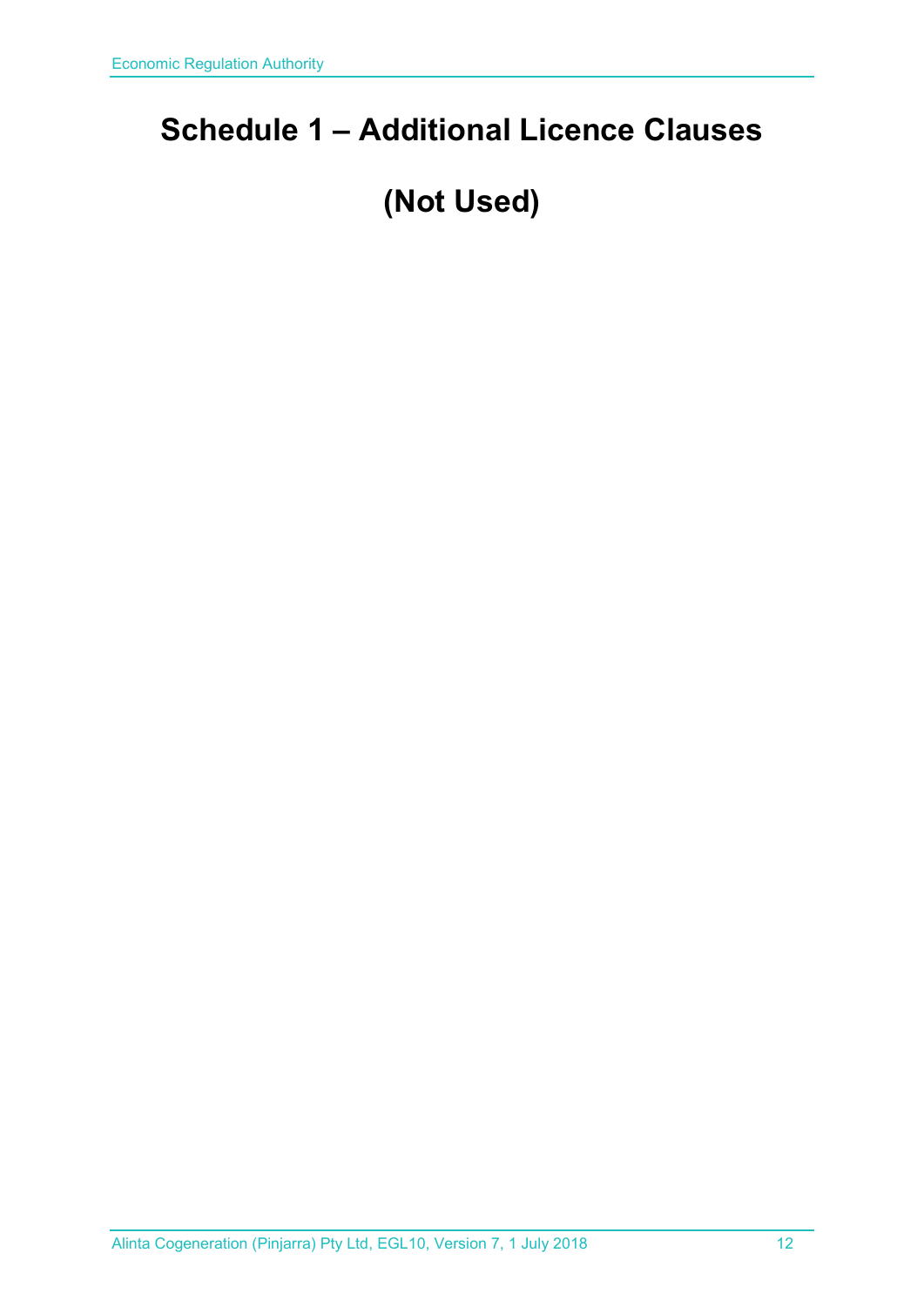# Schedule 1 – Additional Licence Clauses

# (Not Used)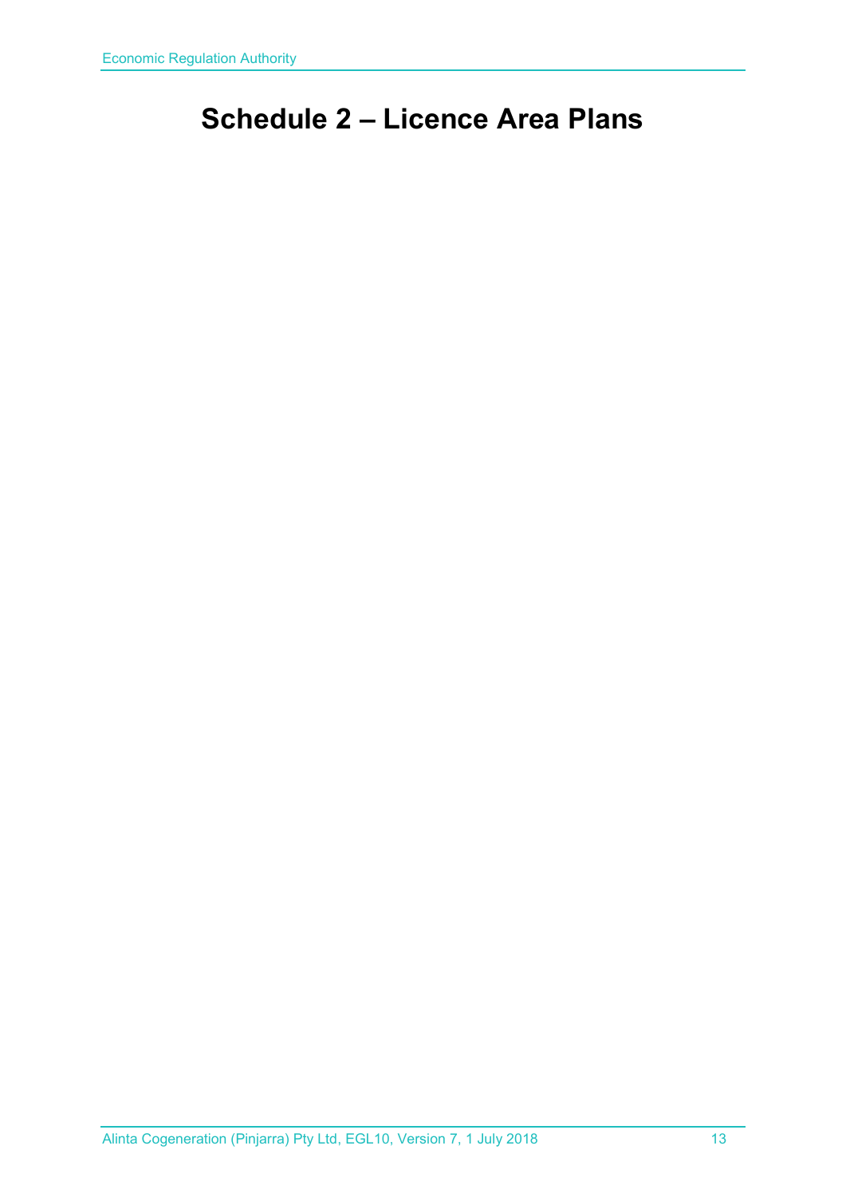# Schedule 2 – Licence Area Plans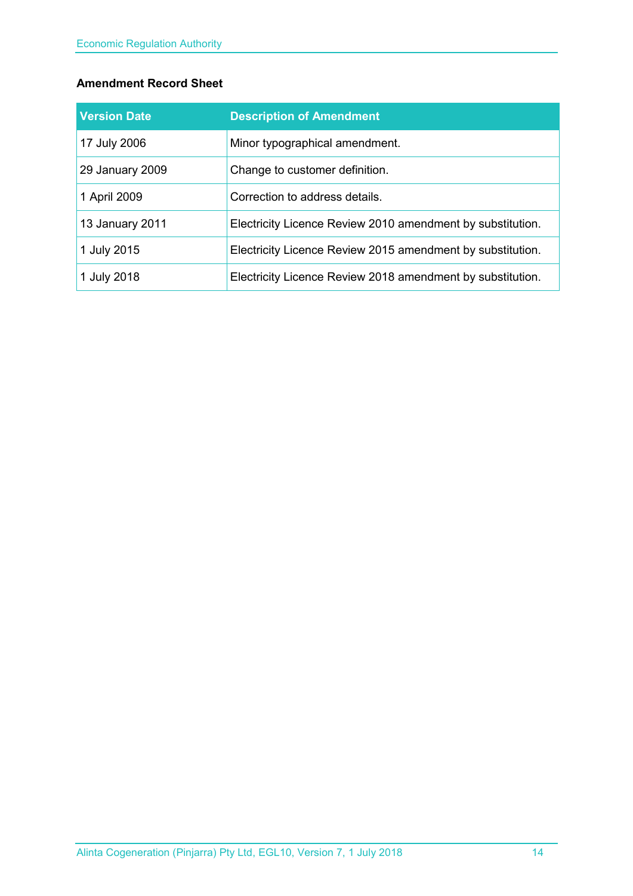**Amendment Record Sheet**

| Version Date | Description of Amendment |
|---|---|
| 17 July 2006 | Minor typographical amendment. |
| 29 January 2009 | Change to customer definition. |
| 1 April 2009 | Correction to address details. |
| 13 January 2011 | Electricity Licence Review 2010 amendment by substitution. |
| 1 July 2015 | Electricity Licence Review 2015 amendment by substitution. |
| 1 July 2018 | Electricity Licence Review 2018 amendment by substitution. |